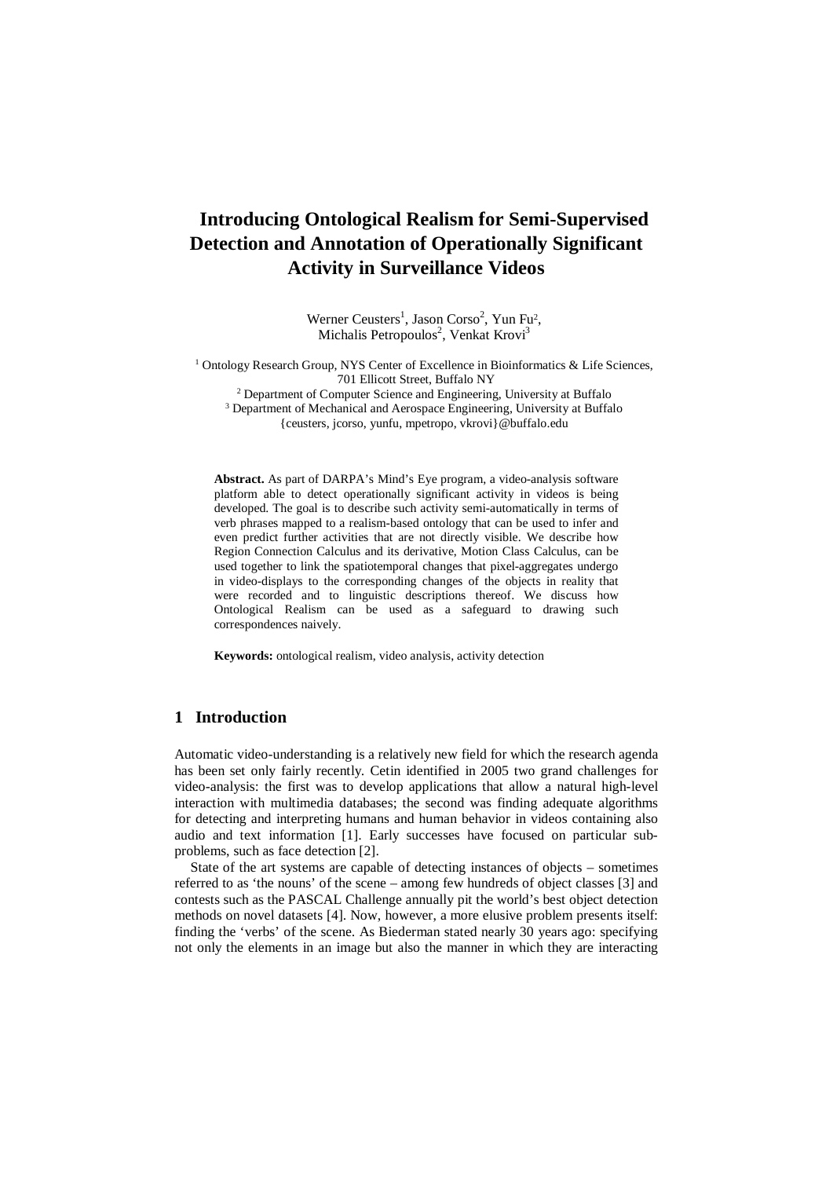# Introducing Ontological Realism for Semi-Supervised Detection and Annotation of Operationally Significant Activity in Surveillance Videos

Werner Ceusters[1], Jason Corso[2], Yun Fu[2],
Michalis Petropoulos[2], Venkat Krovi[3]

[1] Ontology Research Group, NYS Center of Excellence in Bioinformatics & Life Sciences, 701 Ellicott Street, Buffalo NY
[2] Department of Computer Science and Engineering, University at Buffalo
[3] Department of Mechanical and Aerospace Engineering, University at Buffalo
{ceusters, jcorso, yunfu, mpetropo, vkrovi}@buffalo.edu

**Abstract.** As part of DARPA's Mind's Eye program, a video-analysis software platform able to detect operationally significant activity in videos is being developed. The goal is to describe such activity semi-automatically in terms of verb phrases mapped to a realism-based ontology that can be used to infer and even predict further activities that are not directly visible. We describe how Region Connection Calculus and its derivative, Motion Class Calculus, can be used together to link the spatiotemporal changes that pixel-aggregates undergo in video-displays to the corresponding changes of the objects in reality that were recorded and to linguistic descriptions thereof. We discuss how Ontological Realism can be used as a safeguard to drawing such correspondences naively.

**Keywords:** ontological realism, video analysis, activity detection

## 1 Introduction

Automatic video-understanding is a relatively new field for which the research agenda has been set only fairly recently. Cetin identified in 2005 two grand challenges for video-analysis: the first was to develop applications that allow a natural high-level interaction with multimedia databases; the second was finding adequate algorithms for detecting and interpreting humans and human behavior in videos containing also audio and text information [1]. Early successes have focused on particular sub-problems, such as face detection [2].

State of the art systems are capable of detecting instances of objects – sometimes referred to as 'the nouns' of the scene – among few hundreds of object classes [3] and contests such as the PASCAL Challenge annually pit the world's best object detection methods on novel datasets [4]. Now, however, a more elusive problem presents itself: finding the 'verbs' of the scene. As Biederman stated nearly 30 years ago: specifying not only the elements in an image but also the manner in which they are interacting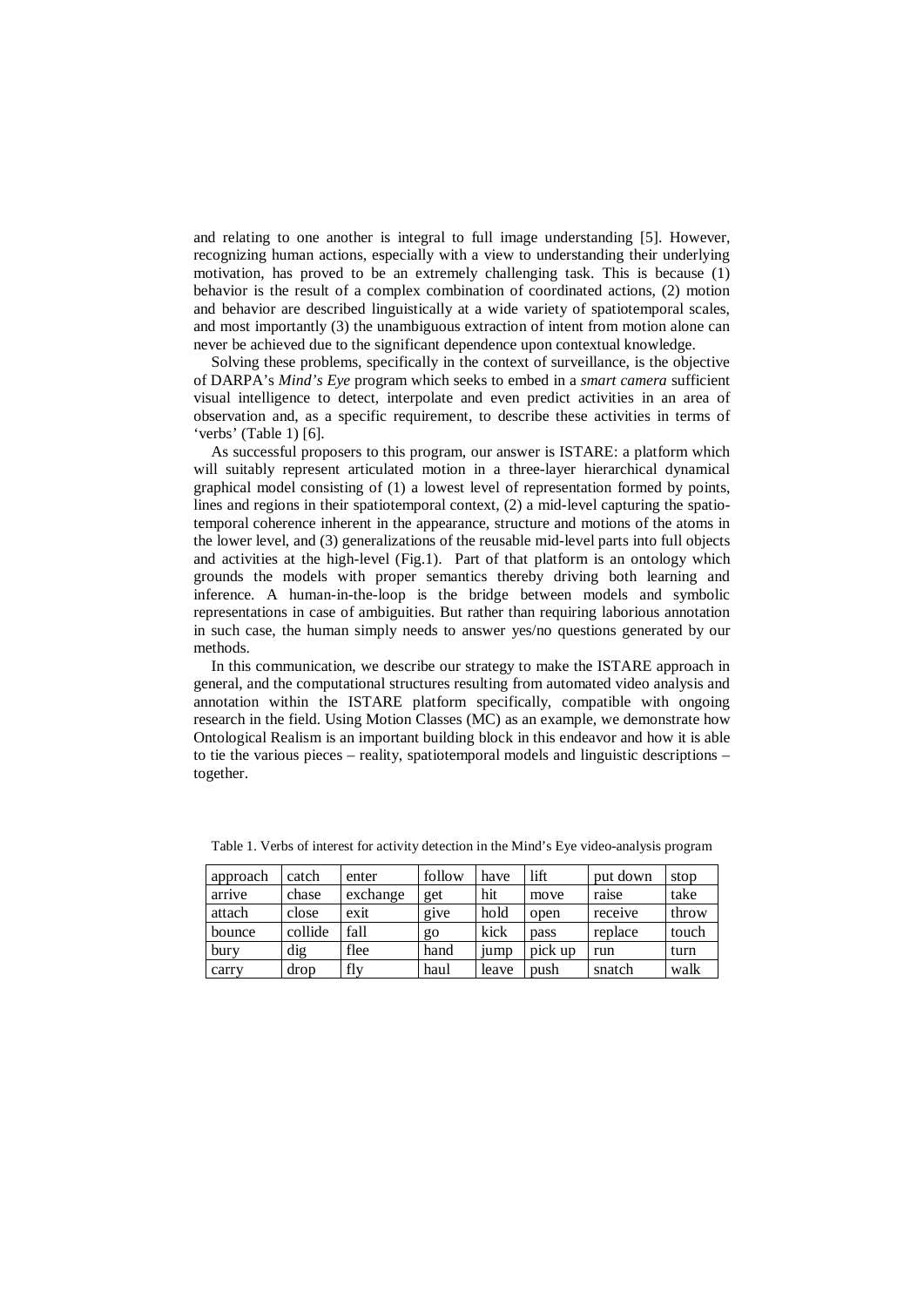and relating to one another is integral to full image understanding [5]. However, recognizing human actions, especially with a view to understanding their underlying motivation, has proved to be an extremely challenging task. This is because (1) behavior is the result of a complex combination of coordinated actions, (2) motion and behavior are described linguistically at a wide variety of spatiotemporal scales, and most importantly (3) the unambiguous extraction of intent from motion alone can never be achieved due to the significant dependence upon contextual knowledge.

Solving these problems, specifically in the context of surveillance, is the objective of DARPA's *Mind's Eye* program which seeks to embed in a *smart camera* sufficient visual intelligence to detect, interpolate and even predict activities in an area of observation and, as a specific requirement, to describe these activities in terms of 'verbs' (Table 1) [6].

As successful proposers to this program, our answer is ISTARE: a platform which will suitably represent articulated motion in a three-layer hierarchical dynamical graphical model consisting of (1) a lowest level of representation formed by points, lines and regions in their spatiotemporal context, (2) a mid-level capturing the spatio-temporal coherence inherent in the appearance, structure and motions of the atoms in the lower level, and (3) generalizations of the reusable mid-level parts into full objects and activities at the high-level (Fig.1). Part of that platform is an ontology which grounds the models with proper semantics thereby driving both learning and inference. A human-in-the-loop is the bridge between models and symbolic representations in case of ambiguities. But rather than requiring laborious annotation in such case, the human simply needs to answer yes/no questions generated by our methods.

In this communication, we describe our strategy to make the ISTARE approach in general, and the computational structures resulting from automated video analysis and annotation within the ISTARE platform specifically, compatible with ongoing research in the field. Using Motion Classes (MC) as an example, we demonstrate how Ontological Realism is an important building block in this endeavor and how it is able to tie the various pieces – reality, spatiotemporal models and linguistic descriptions – together.

Table 1. Verbs of interest for activity detection in the Mind's Eye video-analysis program

| approach | catch | enter | follow | have | lift | put down | stop |
|---|---|---|---|---|---|---|---|
| arrive | chase | exchange | get | hit | move | raise | take |
| attach | close | exit | give | hold | open | receive | throw |
| bounce | collide | fall | go | kick | pass | replace | touch |
| bury | dig | flee | hand | jump | pick up | run | turn |
| carry | drop | fly | haul | leave | push | snatch | walk |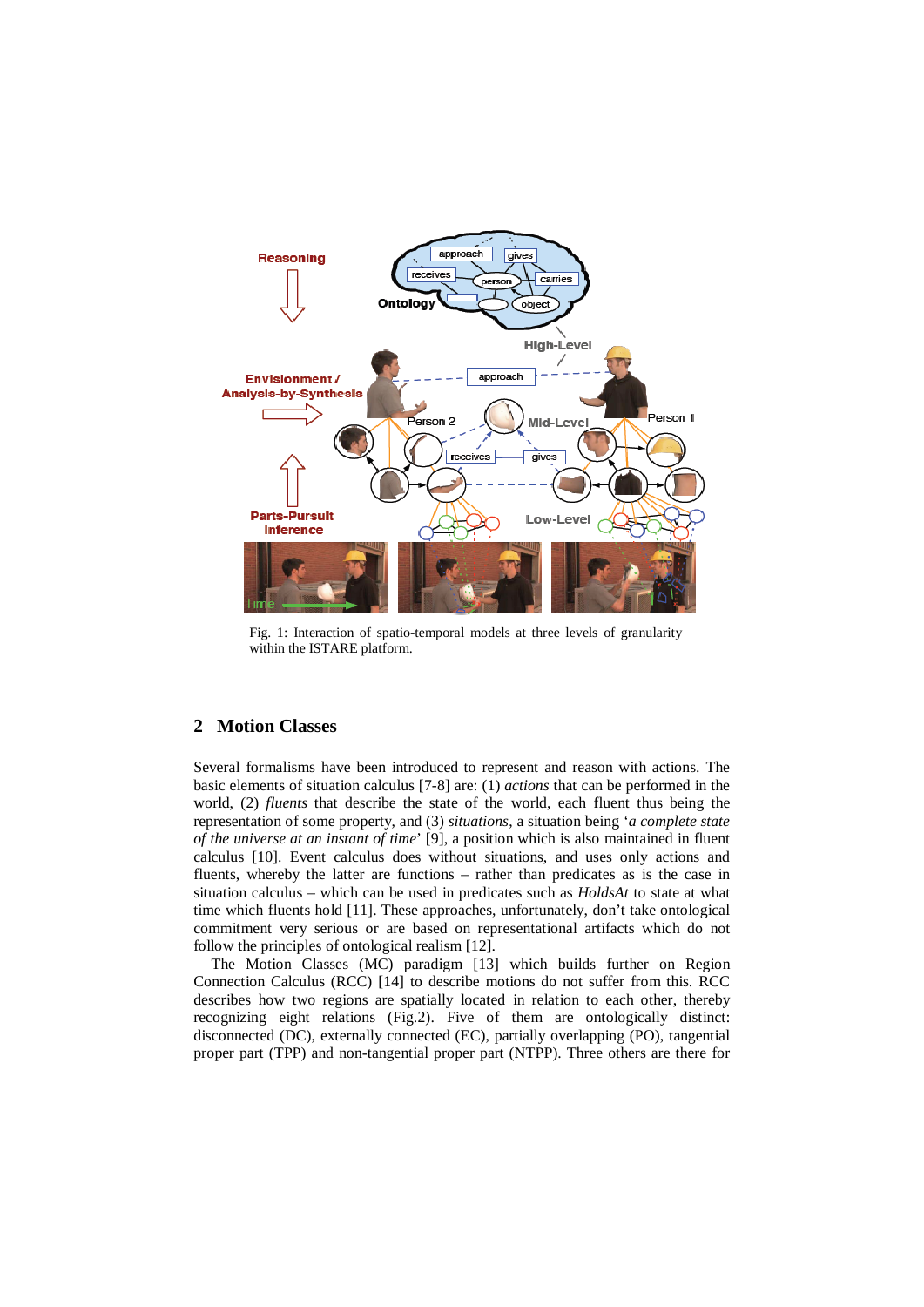Fig. 1: Interaction of spatio-temporal models at three levels of granularity within the ISTARE platform.

## 2 Motion Classes

Several formalisms have been introduced to represent and reason with actions. The basic elements of situation calculus [7-8] are: (1) *actions* that can be performed in the world, (2) *fluents* that describe the state of the world, each fluent thus being the representation of some property, and (3) *situations*, a situation being '*a complete state of the universe at an instant of time*' [9], a position which is also maintained in fluent calculus [10]. Event calculus does without situations, and uses only actions and fluents, whereby the latter are functions – rather than predicates as is the case in situation calculus – which can be used in predicates such as *HoldsAt* to state at what time which fluents hold [11]. These approaches, unfortunately, don't take ontological commitment very serious or are based on representational artifacts which do not follow the principles of ontological realism [12].

The Motion Classes (MC) paradigm [13] which builds further on Region Connection Calculus (RCC) [14] to describe motions do not suffer from this. RCC describes how two regions are spatially located in relation to each other, thereby recognizing eight relations (Fig.2). Five of them are ontologically distinct: disconnected (DC), externally connected (EC), partially overlapping (PO), tangential proper part (TPP) and non-tangential proper part (NTPP). Three others are there for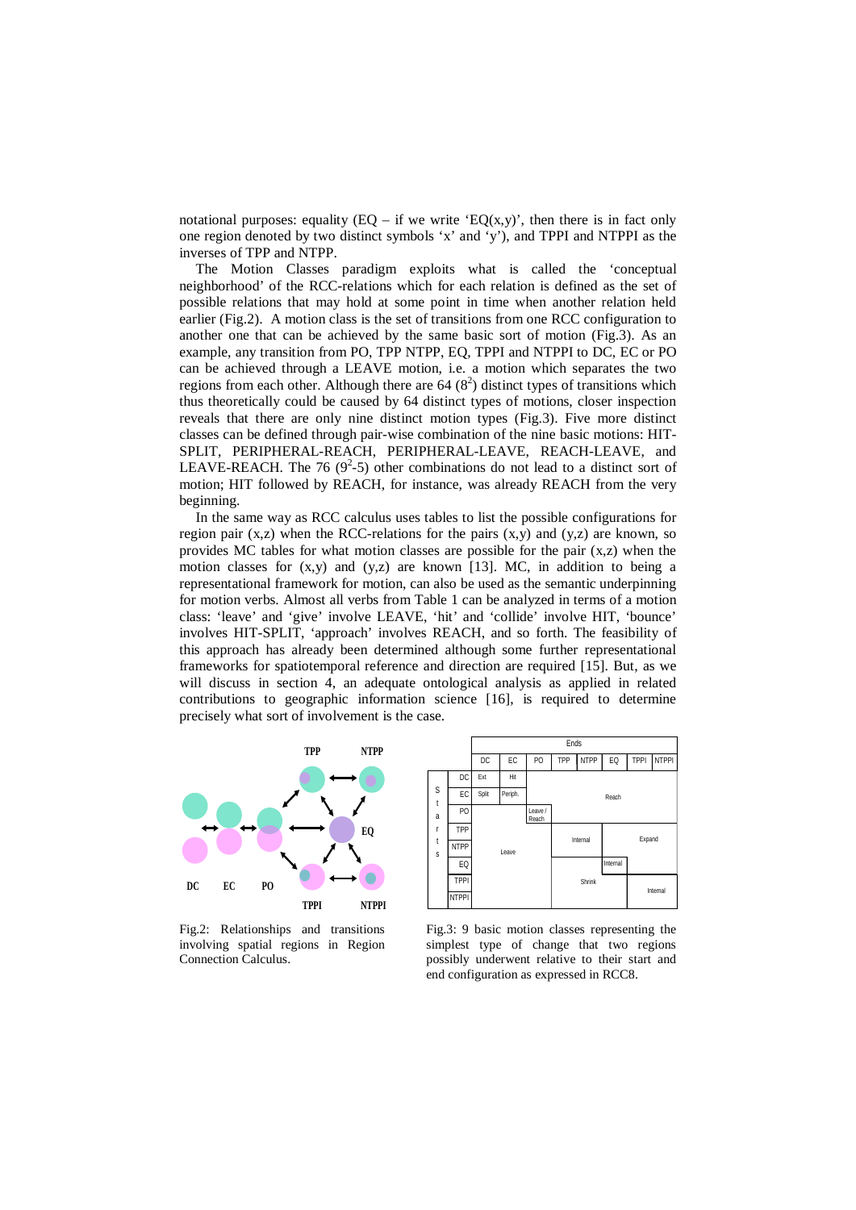notational purposes: equality (EQ – if we write 'EQ(x,y)', then there is in fact only one region denoted by two distinct symbols 'x' and 'y'), and TPPI and NTPPI as the inverses of TPP and NTPP.

The Motion Classes paradigm exploits what is called the 'conceptual neighborhood' of the RCC-relations which for each relation is defined as the set of possible relations that may hold at some point in time when another relation held earlier (Fig.2). A motion class is the set of transitions from one RCC configuration to another one that can be achieved by the same basic sort of motion (Fig.3). As an example, any transition from PO, TPP NTPP, EQ, TPPI and NTPPI to DC, EC or PO can be achieved through a LEAVE motion, i.e. a motion which separates the two regions from each other. Although there are 64 ($8^2$) distinct types of transitions which thus theoretically could be caused by 64 distinct types of motions, closer inspection reveals that there are only nine distinct motion types (Fig.3). Five more distinct classes can be defined through pair-wise combination of the nine basic motions: HIT-SPLIT, PERIPHERAL-REACH, PERIPHERAL-LEAVE, REACH-LEAVE, and LEAVE-REACH. The 76 ($9^2$-5) other combinations do not lead to a distinct sort of motion; HIT followed by REACH, for instance, was already REACH from the very beginning.

In the same way as RCC calculus uses tables to list the possible configurations for region pair (x,z) when the RCC-relations for the pairs (x,y) and (y,z) are known, so provides MC tables for what motion classes are possible for the pair (x,z) when the motion classes for (x,y) and (y,z) are known [13]. MC, in addition to being a representational framework for motion, can also be used as the semantic underpinning for motion verbs. Almost all verbs from Table 1 can be analyzed in terms of a motion class: 'leave' and 'give' involve LEAVE, 'hit' and 'collide' involve HIT, 'bounce' involves HIT-SPLIT, 'approach' involves REACH, and so forth. The feasibility of this approach has already been determined although some further representational frameworks for spatiotemporal reference and direction are required [15]. But, as we will discuss in section 4, an adequate ontological analysis as applied in related contributions to geographic information science [16], is required to determine precisely what sort of involvement is the case.

Fig.2: Relationships and transitions involving spatial regions in Region Connection Calculus.

| | | Ends | | | | | | | |
|---|---|---|---|---|---|---|---|---|---|
| | | DC | EC | PO | TPP | NTPP | EQ | TPPI | NTPPI |
| Starts | DC | Ext | Hit | Reach | Reach | Reach | Reach | Reach | Reach |
| | EC | Split | Periph. | Reach | Reach | Reach | Reach | Reach | Reach |
| | PO | Leave | Leave | Leave / Reach | Reach | Reach | Reach | Reach | Reach |
| | TPP | Leave | Leave | Leave | Internal | Internal | Expand | Expand | Expand |
| | NTPP | Leave | Leave | Leave | Internal | Internal | Expand | Expand | Expand |
| | EQ | Leave | Leave | Leave | Shrink | Shrink | Internal | Expand | Expand |
| | TPPI | Leave | Leave | Leave | Shrink | Shrink | Shrink | Internal | Internal |
| | NTPPI | Leave | Leave | Leave | Shrink | Shrink | Shrink | Internal | Internal |

Fig.3: 9 basic motion classes representing the simplest type of change that two regions possibly underwent relative to their start and end configuration as expressed in RCC8.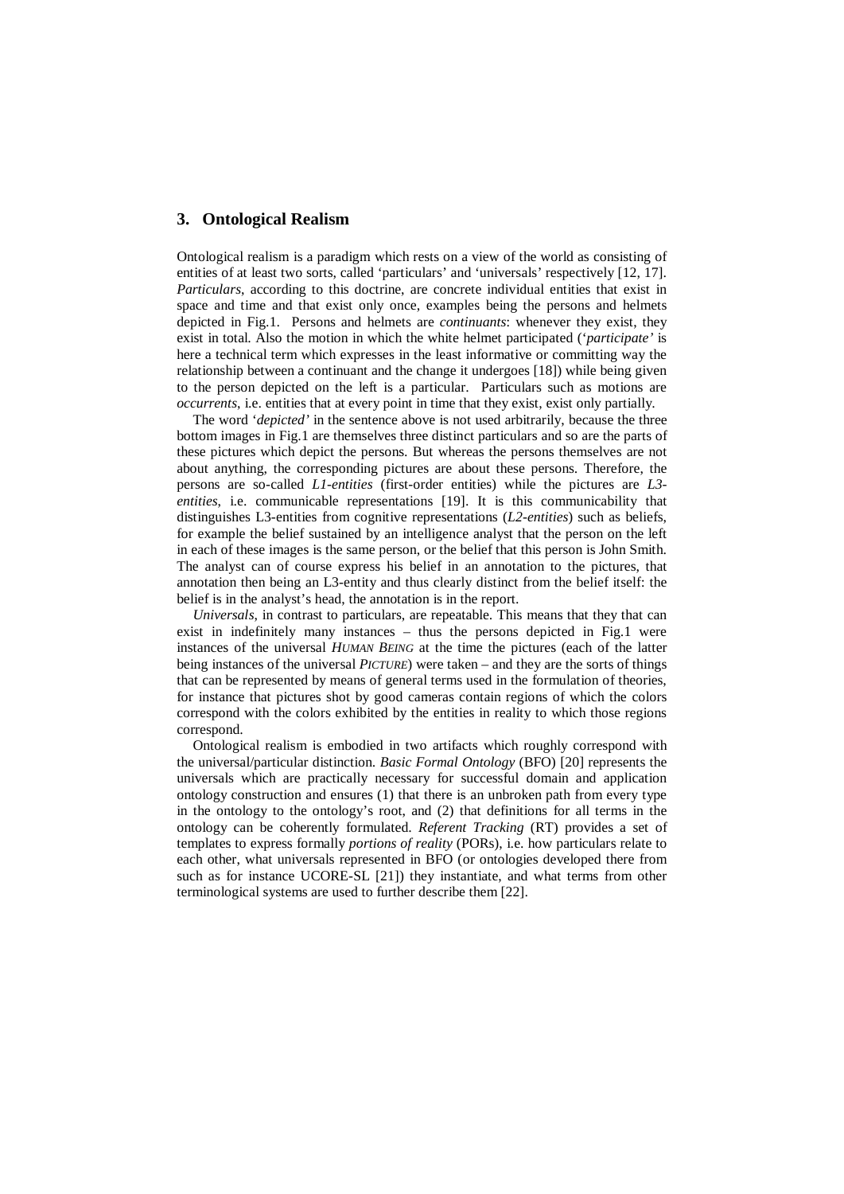## 3. Ontological Realism

Ontological realism is a paradigm which rests on a view of the world as consisting of entities of at least two sorts, called 'particulars' and 'universals' respectively [12, 17]. *Particulars*, according to this doctrine, are concrete individual entities that exist in space and time and that exist only once, examples being the persons and helmets depicted in Fig.1. Persons and helmets are *continuants*: whenever they exist, they exist in total. Also the motion in which the white helmet participated ('*participate'* is here a technical term which expresses in the least informative or committing way the relationship between a continuant and the change it undergoes [18]) while being given to the person depicted on the left is a particular. Particulars such as motions are *occurrents*, i.e. entities that at every point in time that they exist, exist only partially.

The word '*depicted'* in the sentence above is not used arbitrarily, because the three bottom images in Fig.1 are themselves three distinct particulars and so are the parts of these pictures which depict the persons. But whereas the persons themselves are not about anything, the corresponding pictures are about these persons. Therefore, the persons are so-called *L1-entities* (first-order entities) while the pictures are *L3-entities*, i.e. communicable representations [19]. It is this communicability that distinguishes L3-entities from cognitive representations (*L2-entities*) such as beliefs, for example the belief sustained by an intelligence analyst that the person on the left in each of these images is the same person, or the belief that this person is John Smith. The analyst can of course express his belief in an annotation to the pictures, that annotation then being an L3-entity and thus clearly distinct from the belief itself: the belief is in the analyst's head, the annotation is in the report.

*Universals*, in contrast to particulars, are repeatable. This means that they that can exist in indefinitely many instances – thus the persons depicted in Fig.1 were instances of the universal *HUMAN BEING* at the time the pictures (each of the latter being instances of the universal *PICTURE*) were taken – and they are the sorts of things that can be represented by means of general terms used in the formulation of theories, for instance that pictures shot by good cameras contain regions of which the colors correspond with the colors exhibited by the entities in reality to which those regions correspond.

Ontological realism is embodied in two artifacts which roughly correspond with the universal/particular distinction. *Basic Formal Ontology* (BFO) [20] represents the universals which are practically necessary for successful domain and application ontology construction and ensures (1) that there is an unbroken path from every type in the ontology to the ontology's root, and (2) that definitions for all terms in the ontology can be coherently formulated. *Referent Tracking* (RT) provides a set of templates to express formally *portions of reality* (PORs), i.e. how particulars relate to each other, what universals represented in BFO (or ontologies developed there from such as for instance UCORE-SL [21]) they instantiate, and what terms from other terminological systems are used to further describe them [22].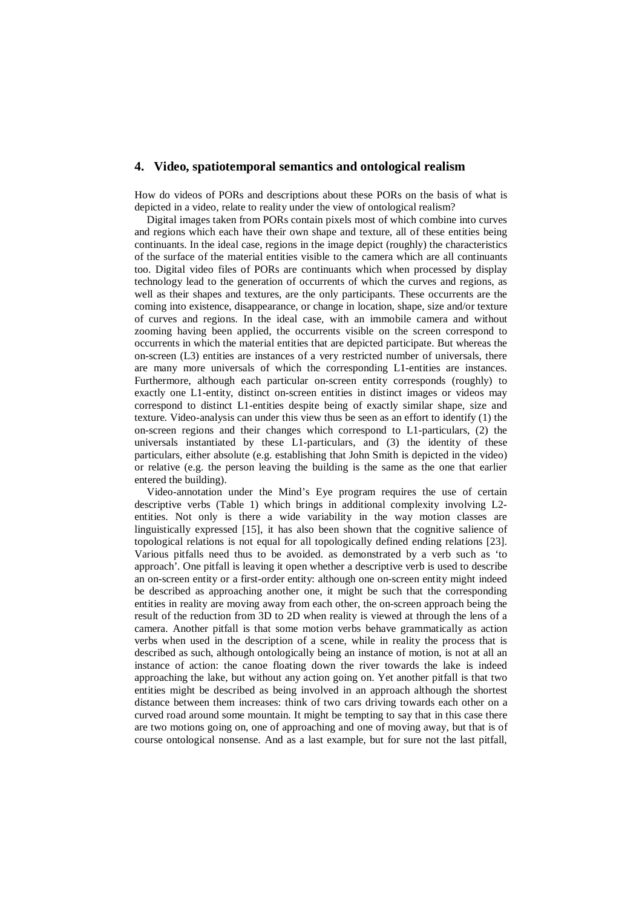## 4. Video, spatiotemporal semantics and ontological realism

How do videos of PORs and descriptions about these PORs on the basis of what is depicted in a video, relate to reality under the view of ontological realism?

Digital images taken from PORs contain pixels most of which combine into curves and regions which each have their own shape and texture, all of these entities being continuants. In the ideal case, regions in the image depict (roughly) the characteristics of the surface of the material entities visible to the camera which are all continuants too. Digital video files of PORs are continuants which when processed by display technology lead to the generation of occurrents of which the curves and regions, as well as their shapes and textures, are the only participants. These occurrents are the coming into existence, disappearance, or change in location, shape, size and/or texture of curves and regions. In the ideal case, with an immobile camera and without zooming having been applied, the occurrents visible on the screen correspond to occurrents in which the material entities that are depicted participate. But whereas the on-screen (L3) entities are instances of a very restricted number of universals, there are many more universals of which the corresponding L1-entities are instances. Furthermore, although each particular on-screen entity corresponds (roughly) to exactly one L1-entity, distinct on-screen entities in distinct images or videos may correspond to distinct L1-entities despite being of exactly similar shape, size and texture. Video-analysis can under this view thus be seen as an effort to identify (1) the on-screen regions and their changes which correspond to L1-particulars, (2) the universals instantiated by these L1-particulars, and (3) the identity of these particulars, either absolute (e.g. establishing that John Smith is depicted in the video) or relative (e.g. the person leaving the building is the same as the one that earlier entered the building).

Video-annotation under the Mind's Eye program requires the use of certain descriptive verbs (Table 1) which brings in additional complexity involving L2-entities. Not only is there a wide variability in the way motion classes are linguistically expressed [15], it has also been shown that the cognitive salience of topological relations is not equal for all topologically defined ending relations [23]. Various pitfalls need thus to be avoided. as demonstrated by a verb such as 'to approach'. One pitfall is leaving it open whether a descriptive verb is used to describe an on-screen entity or a first-order entity: although one on-screen entity might indeed be described as approaching another one, it might be such that the corresponding entities in reality are moving away from each other, the on-screen approach being the result of the reduction from 3D to 2D when reality is viewed at through the lens of a camera. Another pitfall is that some motion verbs behave grammatically as action verbs when used in the description of a scene, while in reality the process that is described as such, although ontologically being an instance of motion, is not at all an instance of action: the canoe floating down the river towards the lake is indeed approaching the lake, but without any action going on. Yet another pitfall is that two entities might be described as being involved in an approach although the shortest distance between them increases: think of two cars driving towards each other on a curved road around some mountain. It might be tempting to say that in this case there are two motions going on, one of approaching and one of moving away, but that is of course ontological nonsense. And as a last example, but for sure not the last pitfall,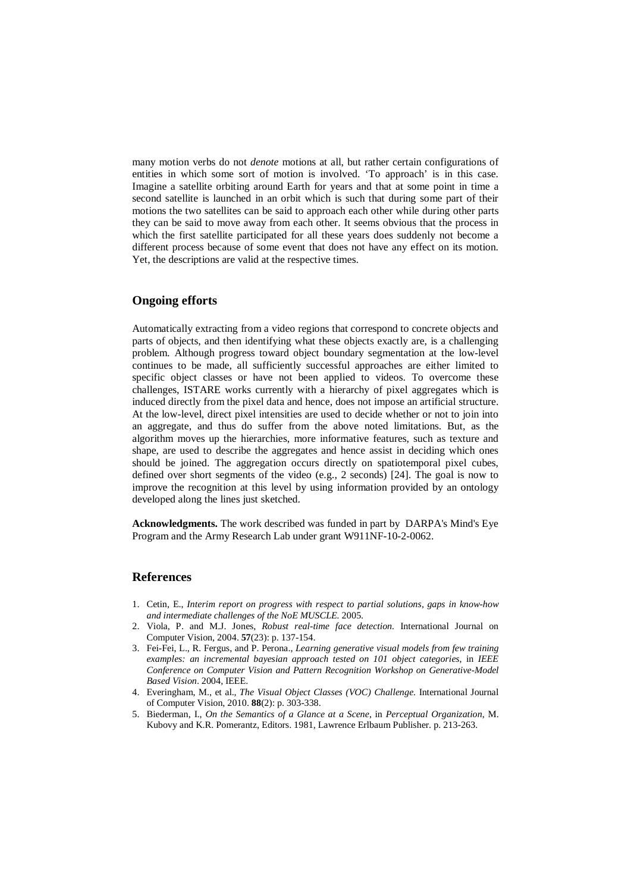many motion verbs do not *denote* motions at all, but rather certain configurations of entities in which some sort of motion is involved. 'To approach' is in this case. Imagine a satellite orbiting around Earth for years and that at some point in time a second satellite is launched in an orbit which is such that during some part of their motions the two satellites can be said to approach each other while during other parts they can be said to move away from each other. It seems obvious that the process in which the first satellite participated for all these years does suddenly not become a different process because of some event that does not have any effect on its motion. Yet, the descriptions are valid at the respective times.

## Ongoing efforts

Automatically extracting from a video regions that correspond to concrete objects and parts of objects, and then identifying what these objects exactly are, is a challenging problem. Although progress toward object boundary segmentation at the low-level continues to be made, all sufficiently successful approaches are either limited to specific object classes or have not been applied to videos. To overcome these challenges, ISTARE works currently with a hierarchy of pixel aggregates which is induced directly from the pixel data and hence, does not impose an artificial structure. At the low-level, direct pixel intensities are used to decide whether or not to join into an aggregate, and thus do suffer from the above noted limitations. But, as the algorithm moves up the hierarchies, more informative features, such as texture and shape, are used to describe the aggregates and hence assist in deciding which ones should be joined. The aggregation occurs directly on spatiotemporal pixel cubes, defined over short segments of the video (e.g., 2 seconds) [24]. The goal is now to improve the recognition at this level by using information provided by an ontology developed along the lines just sketched.

**Acknowledgments.** The work described was funded in part by DARPA's Mind's Eye Program and the Army Research Lab under grant W911NF-10-2-0062.

## References

1. Cetin, E., *Interim report on progress with respect to partial solutions, gaps in know-how and intermediate challenges of the NoE MUSCLE.* 2005.
2. Viola, P. and M.J. Jones, *Robust real-time face detection.* International Journal on Computer Vision, 2004. **57**(23): p. 137-154.
3. Fei-Fei, L., R. Fergus, and P. Perona., *Learning generative visual models from few training examples: an incremental bayesian approach tested on 101 object categories*, in *IEEE Conference on Computer Vision and Pattern Recognition Workshop on Generative-Model Based Vision*. 2004, IEEE.
4. Everingham, M., et al., *The Visual Object Classes (VOC) Challenge.* International Journal of Computer Vision, 2010. **88**(2): p. 303-338.
5. Biederman, I., *On the Semantics of a Glance at a Scene*, in *Perceptual Organization*, M. Kubovy and K.R. Pomerantz, Editors. 1981, Lawrence Erlbaum Publisher. p. 213-263.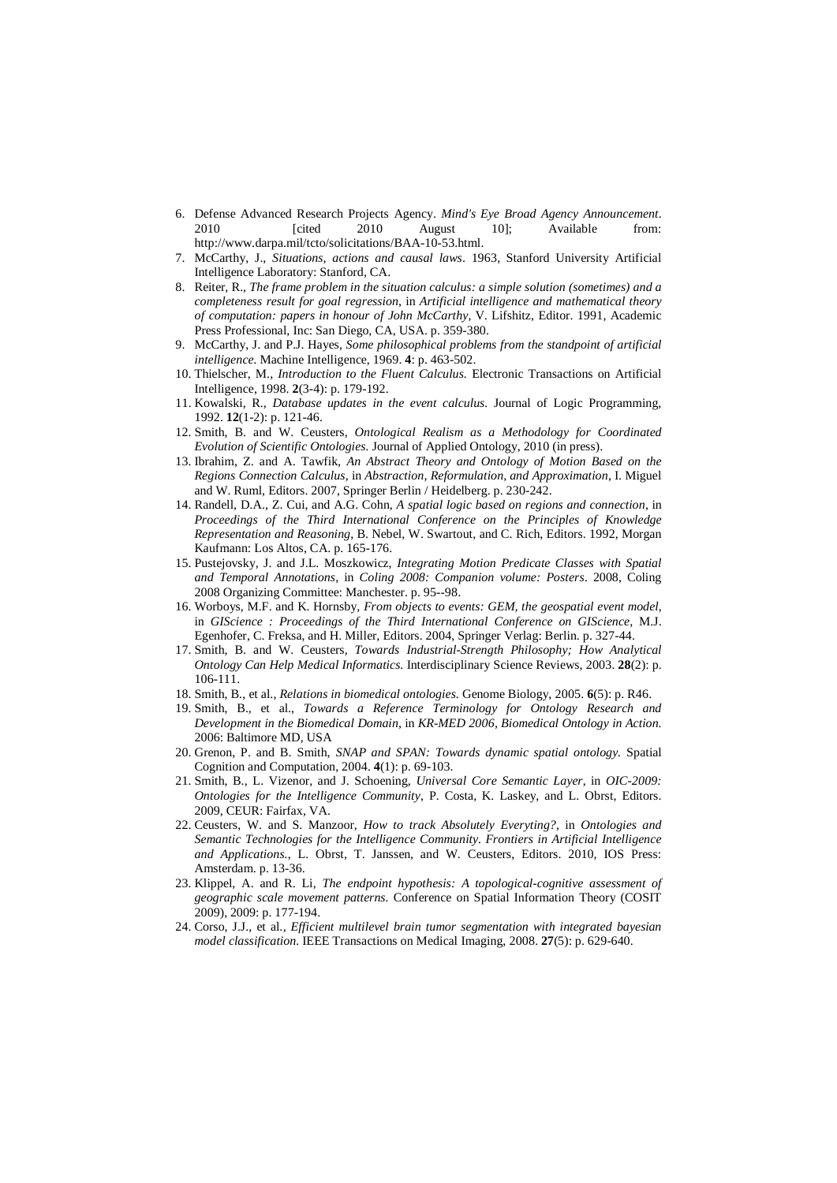6. Defense Advanced Research Projects Agency. *Mind's Eye Broad Agency Announcement*. 2010 [cited 2010 August 10]; Available from: http://www.darpa.mil/tcto/solicitations/BAA-10-53.html.
7. McCarthy, J., *Situations, actions and causal laws*. 1963, Stanford University Artificial Intelligence Laboratory: Stanford, CA.
8. Reiter, R., *The frame problem in the situation calculus: a simple solution (sometimes) and a completeness result for goal regression*, in *Artificial intelligence and mathematical theory of computation: papers in honour of John McCarthy*, V. Lifshitz, Editor. 1991, Academic Press Professional, Inc: San Diego, CA, USA. p. 359-380.
9. McCarthy, J. and P.J. Hayes, *Some philosophical problems from the standpoint of artificial intelligence*. Machine Intelligence, 1969. **4**: p. 463-502.
10. Thielscher, M., *Introduction to the Fluent Calculus.* Electronic Transactions on Artificial Intelligence, 1998. **2**(3-4): p. 179-192.
11. Kowalski, R., *Database updates in the event calculus.* Journal of Logic Programming, 1992. **12**(1-2): p. 121-46.
12. Smith, B. and W. Ceusters, *Ontological Realism as a Methodology for Coordinated Evolution of Scientific Ontologies.* Journal of Applied Ontology, 2010 (in press).
13. Ibrahim, Z. and A. Tawfik, *An Abstract Theory and Ontology of Motion Based on the Regions Connection Calculus*, in *Abstraction, Reformulation, and Approximation*, I. Miguel and W. Ruml, Editors. 2007, Springer Berlin / Heidelberg. p. 230-242.
14. Randell, D.A., Z. Cui, and A.G. Cohn, *A spatial logic based on regions and connection*, in *Proceedings of the Third International Conference on the Principles of Knowledge Representation and Reasoning*, B. Nebel, W. Swartout, and C. Rich, Editors. 1992, Morgan Kaufmann: Los Altos, CA. p. 165-176.
15. Pustejovsky, J. and J.L. Moszkowicz, *Integrating Motion Predicate Classes with Spatial and Temporal Annotations*, in *Coling 2008: Companion volume: Posters*. 2008, Coling 2008 Organizing Committee: Manchester. p. 95--98.
16. Worboys, M.F. and K. Hornsby, *From objects to events: GEM, the geospatial event model*, in *GIScience : Proceedings of the Third International Conference on GIScience*, M.J. Egenhofer, C. Freksa, and H. Miller, Editors. 2004, Springer Verlag: Berlin. p. 327-44.
17. Smith, B. and W. Ceusters, *Towards Industrial-Strength Philosophy; How Analytical Ontology Can Help Medical Informatics.* Interdisciplinary Science Reviews, 2003. **28**(2): p. 106-111.
18. Smith, B., et al., *Relations in biomedical ontologies.* Genome Biology, 2005. **6**(5): p. R46.
19. Smith, B., et al., *Towards a Reference Terminology for Ontology Research and Development in the Biomedical Domain*, in *KR-MED 2006, Biomedical Ontology in Action.* 2006: Baltimore MD, USA
20. Grenon, P. and B. Smith, *SNAP and SPAN: Towards dynamic spatial ontology.* Spatial Cognition and Computation, 2004. **4**(1): p. 69-103.
21. Smith, B., L. Vizenor, and J. Schoening, *Universal Core Semantic Layer*, in *OIC-2009: Ontologies for the Intelligence Community*, P. Costa, K. Laskey, and L. Obrst, Editors. 2009, CEUR: Fairfax, VA.
22. Ceusters, W. and S. Manzoor, *How to track Absolutely Everyting?*, in *Ontologies and Semantic Technologies for the Intelligence Community. Frontiers in Artificial Intelligence and Applications.*, L. Obrst, T. Janssen, and W. Ceusters, Editors. 2010, IOS Press: Amsterdam. p. 13-36.
23. Klippel, A. and R. Li, *The endpoint hypothesis: A topological-cognitive assessment of geographic scale movement patterns.* Conference on Spatial Information Theory (COSIT 2009), 2009: p. 177-194.
24. Corso, J.J., et al., *Efficient multilevel brain tumor segmentation with integrated bayesian model classification.* IEEE Transactions on Medical Imaging, 2008. **27**(5): p. 629-640.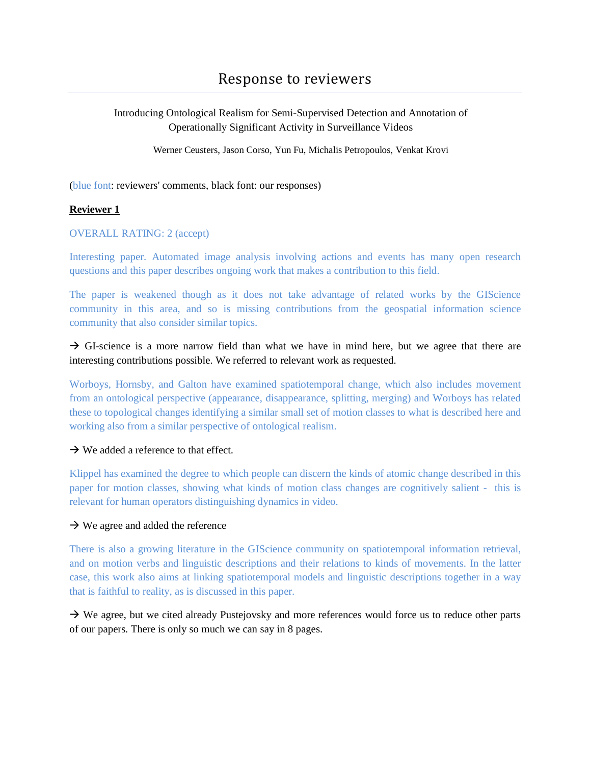# Response to reviewers

Introducing Ontological Realism for Semi-Supervised Detection and Annotation of Operationally Significant Activity in Surveillance Videos

Werner Ceusters, Jason Corso, Yun Fu, Michalis Petropoulos, Venkat Krovi

(blue font: reviewers' comments, black font: our responses)

**Reviewer 1**

OVERALL RATING: 2 (accept)

Interesting paper. Automated image analysis involving actions and events has many open research questions and this paper describes ongoing work that makes a contribution to this field.

The paper is weakened though as it does not take advantage of related works by the GIScience community in this area, and so is missing contributions from the geospatial information science community that also consider similar topics.

→ GI-science is a more narrow field than what we have in mind here, but we agree that there are interesting contributions possible. We referred to relevant work as requested.

Worboys, Hornsby, and Galton have examined spatiotemporal change, which also includes movement from an ontological perspective (appearance, disappearance, splitting, merging) and Worboys has related these to topological changes identifying a similar small set of motion classes to what is described here and working also from a similar perspective of ontological realism.

→ We added a reference to that effect.

Klippel has examined the degree to which people can discern the kinds of atomic change described in this paper for motion classes, showing what kinds of motion class changes are cognitively salient - this is relevant for human operators distinguishing dynamics in video.

→ We agree and added the reference

There is also a growing literature in the GIScience community on spatiotemporal information retrieval, and on motion verbs and linguistic descriptions and their relations to kinds of movements. In the latter case, this work also aims at linking spatiotemporal models and linguistic descriptions together in a way that is faithful to reality, as is discussed in this paper.

→ We agree, but we cited already Pustejovsky and more references would force us to reduce other parts of our papers. There is only so much we can say in 8 pages.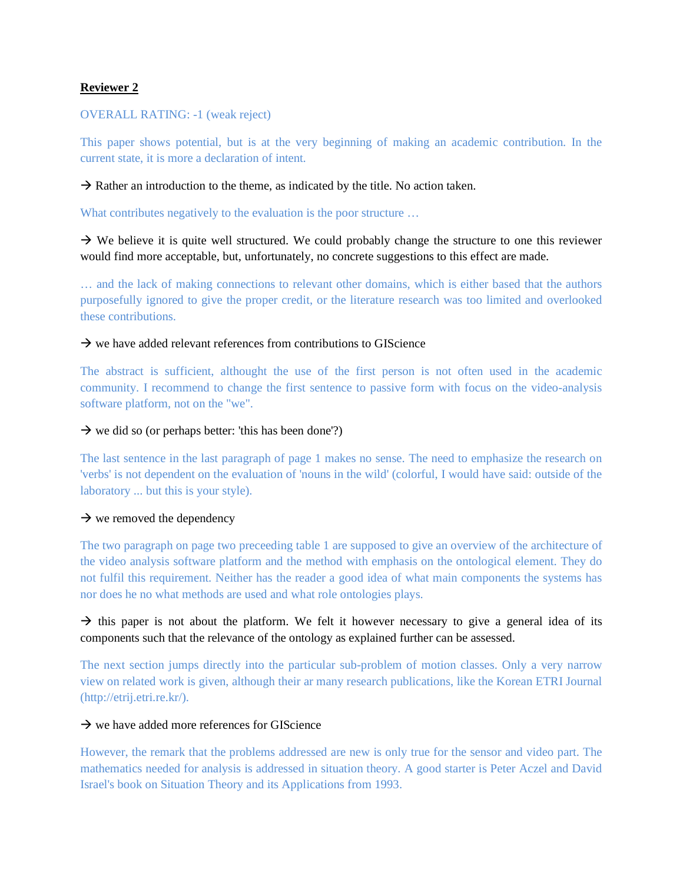**Reviewer 2**

OVERALL RATING: -1 (weak reject)

This paper shows potential, but is at the very beginning of making an academic contribution. In the current state, it is more a declaration of intent.

→ Rather an introduction to the theme, as indicated by the title. No action taken.

What contributes negatively to the evaluation is the poor structure …

→ We believe it is quite well structured. We could probably change the structure to one this reviewer would find more acceptable, but, unfortunately, no concrete suggestions to this effect are made.

… and the lack of making connections to relevant other domains, which is either based that the authors purposefully ignored to give the proper credit, or the literature research was too limited and overlooked these contributions.

→ we have added relevant references from contributions to GIScience

The abstract is sufficient, althought the use of the first person is not often used in the academic community. I recommend to change the first sentence to passive form with focus on the video-analysis software platform, not on the "we".

→ we did so (or perhaps better: 'this has been done'?)

The last sentence in the last paragraph of page 1 makes no sense. The need to emphasize the research on 'verbs' is not dependent on the evaluation of 'nouns in the wild' (colorful, I would have said: outside of the laboratory ... but this is your style).

→ we removed the dependency

The two paragraph on page two preceeding table 1 are supposed to give an overview of the architecture of the video analysis software platform and the method with emphasis on the ontological element. They do not fulfil this requirement. Neither has the reader a good idea of what main components the systems has nor does he no what methods are used and what role ontologies plays.

→ this paper is not about the platform. We felt it however necessary to give a general idea of its components such that the relevance of the ontology as explained further can be assessed.

The next section jumps directly into the particular sub-problem of motion classes. Only a very narrow view on related work is given, although their ar many research publications, like the Korean ETRI Journal (http://etrij.etri.re.kr/).

→ we have added more references for GIScience

However, the remark that the problems addressed are new is only true for the sensor and video part. The mathematics needed for analysis is addressed in situation theory. A good starter is Peter Aczel and David Israel's book on Situation Theory and its Applications from 1993.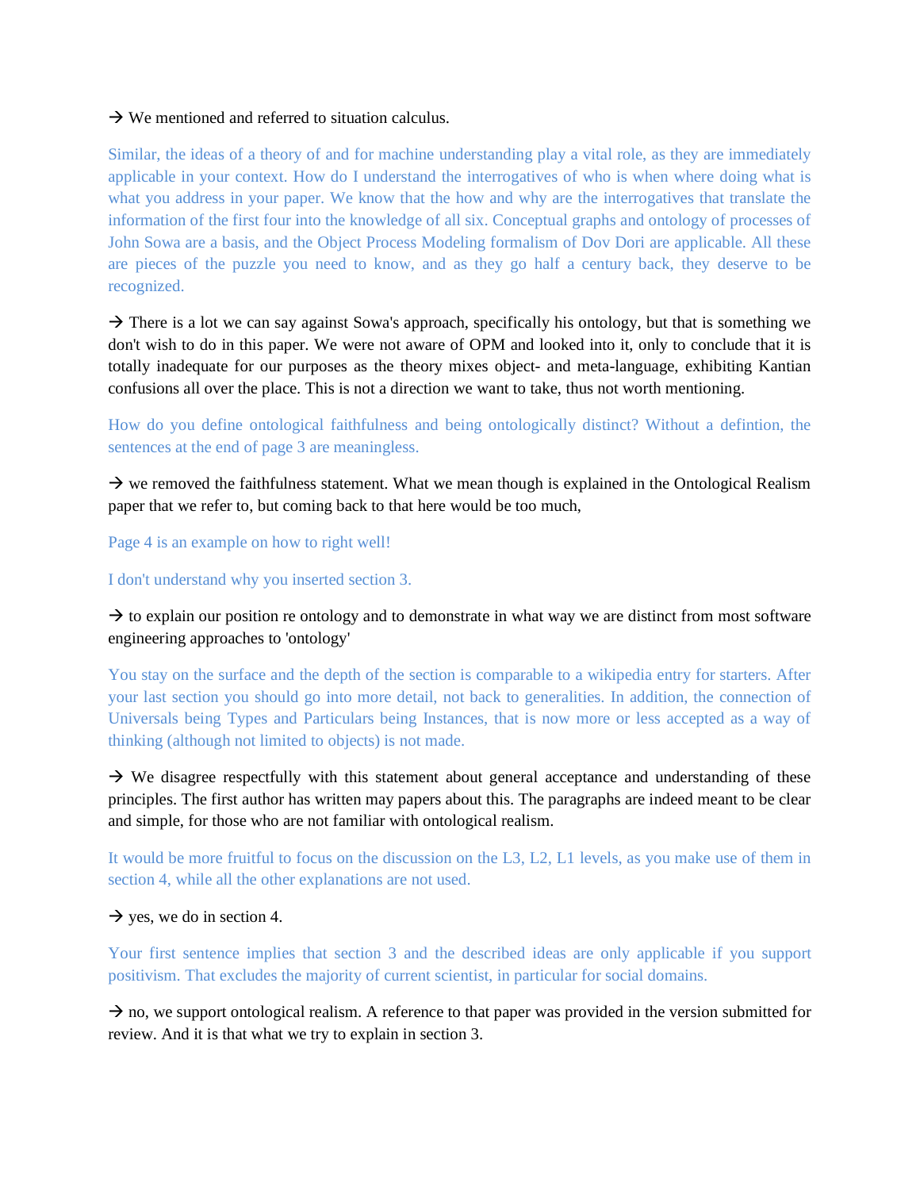→ We mentioned and referred to situation calculus.

Similar, the ideas of a theory of and for machine understanding play a vital role, as they are immediately applicable in your context. How do I understand the interrogatives of who is when where doing what is what you address in your paper. We know that the how and why are the interrogatives that translate the information of the first four into the knowledge of all six. Conceptual graphs and ontology of processes of John Sowa are a basis, and the Object Process Modeling formalism of Dov Dori are applicable. All these are pieces of the puzzle you need to know, and as they go half a century back, they deserve to be recognized.

→ There is a lot we can say against Sowa's approach, specifically his ontology, but that is something we don't wish to do in this paper. We were not aware of OPM and looked into it, only to conclude that it is totally inadequate for our purposes as the theory mixes object- and meta-language, exhibiting Kantian confusions all over the place. This is not a direction we want to take, thus not worth mentioning.

How do you define ontological faithfulness and being ontologically distinct? Without a defintion, the sentences at the end of page 3 are meaningless.

→ we removed the faithfulness statement. What we mean though is explained in the Ontological Realism paper that we refer to, but coming back to that here would be too much,

Page 4 is an example on how to right well!

I don't understand why you inserted section 3.

→ to explain our position re ontology and to demonstrate in what way we are distinct from most software engineering approaches to 'ontology'

You stay on the surface and the depth of the section is comparable to a wikipedia entry for starters. After your last section you should go into more detail, not back to generalities. In addition, the connection of Universals being Types and Particulars being Instances, that is now more or less accepted as a way of thinking (although not limited to objects) is not made.

→ We disagree respectfully with this statement about general acceptance and understanding of these principles. The first author has written may papers about this. The paragraphs are indeed meant to be clear and simple, for those who are not familiar with ontological realism.

It would be more fruitful to focus on the discussion on the L3, L2, L1 levels, as you make use of them in section 4, while all the other explanations are not used.

→ yes, we do in section 4.

Your first sentence implies that section 3 and the described ideas are only applicable if you support positivism. That excludes the majority of current scientist, in particular for social domains.

→ no, we support ontological realism. A reference to that paper was provided in the version submitted for review. And it is that what we try to explain in section 3.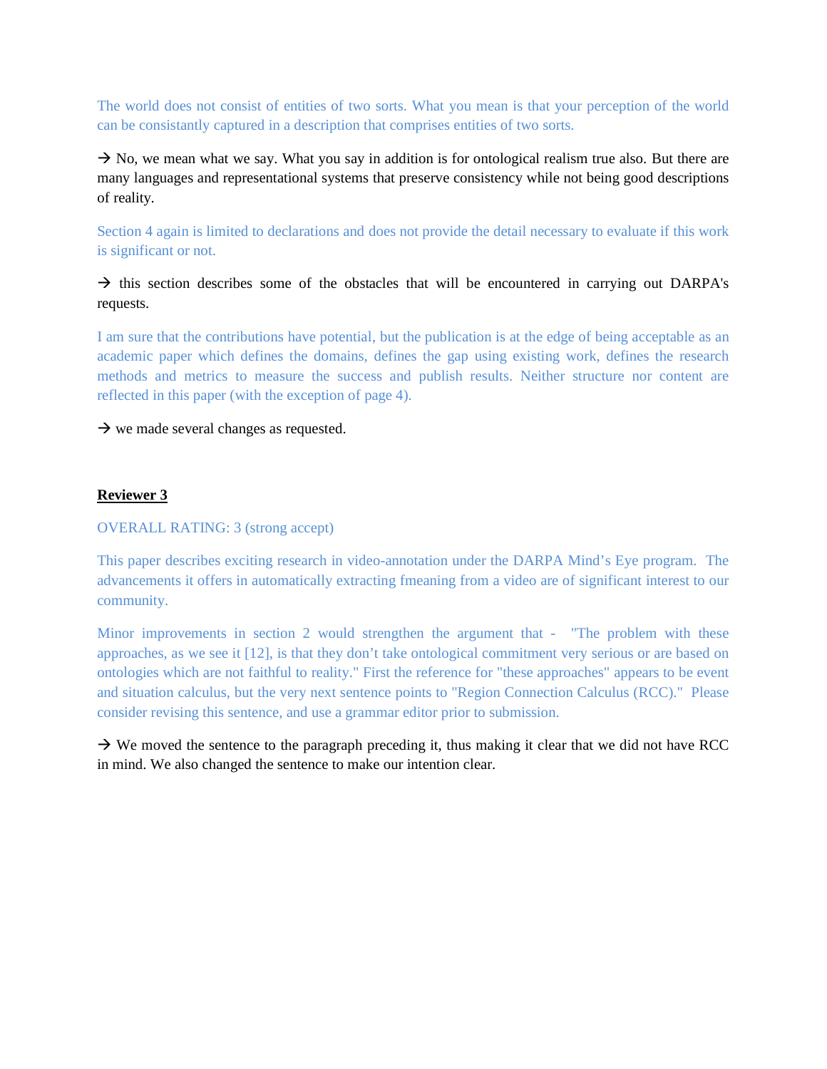The world does not consist of entities of two sorts. What you mean is that your perception of the world can be consistantly captured in a description that comprises entities of two sorts.

→ No, we mean what we say. What you say in addition is for ontological realism true also. But there are many languages and representational systems that preserve consistency while not being good descriptions of reality.

Section 4 again is limited to declarations and does not provide the detail necessary to evaluate if this work is significant or not.

→ this section describes some of the obstacles that will be encountered in carrying out DARPA's requests.

I am sure that the contributions have potential, but the publication is at the edge of being acceptable as an academic paper which defines the domains, defines the gap using existing work, defines the research methods and metrics to measure the success and publish results. Neither structure nor content are reflected in this paper (with the exception of page 4).

→ we made several changes as requested.

**Reviewer 3**

OVERALL RATING: 3 (strong accept)

This paper describes exciting research in video-annotation under the DARPA Mind's Eye program. The advancements it offers in automatically extracting fmeaning from a video are of significant interest to our community.

Minor improvements in section 2 would strengthen the argument that - "The problem with these approaches, as we see it [12], is that they don't take ontological commitment very serious or are based on ontologies which are not faithful to reality." First the reference for "these approaches" appears to be event and situation calculus, but the very next sentence points to "Region Connection Calculus (RCC)." Please consider revising this sentence, and use a grammar editor prior to submission.

→ We moved the sentence to the paragraph preceding it, thus making it clear that we did not have RCC in mind. We also changed the sentence to make our intention clear.